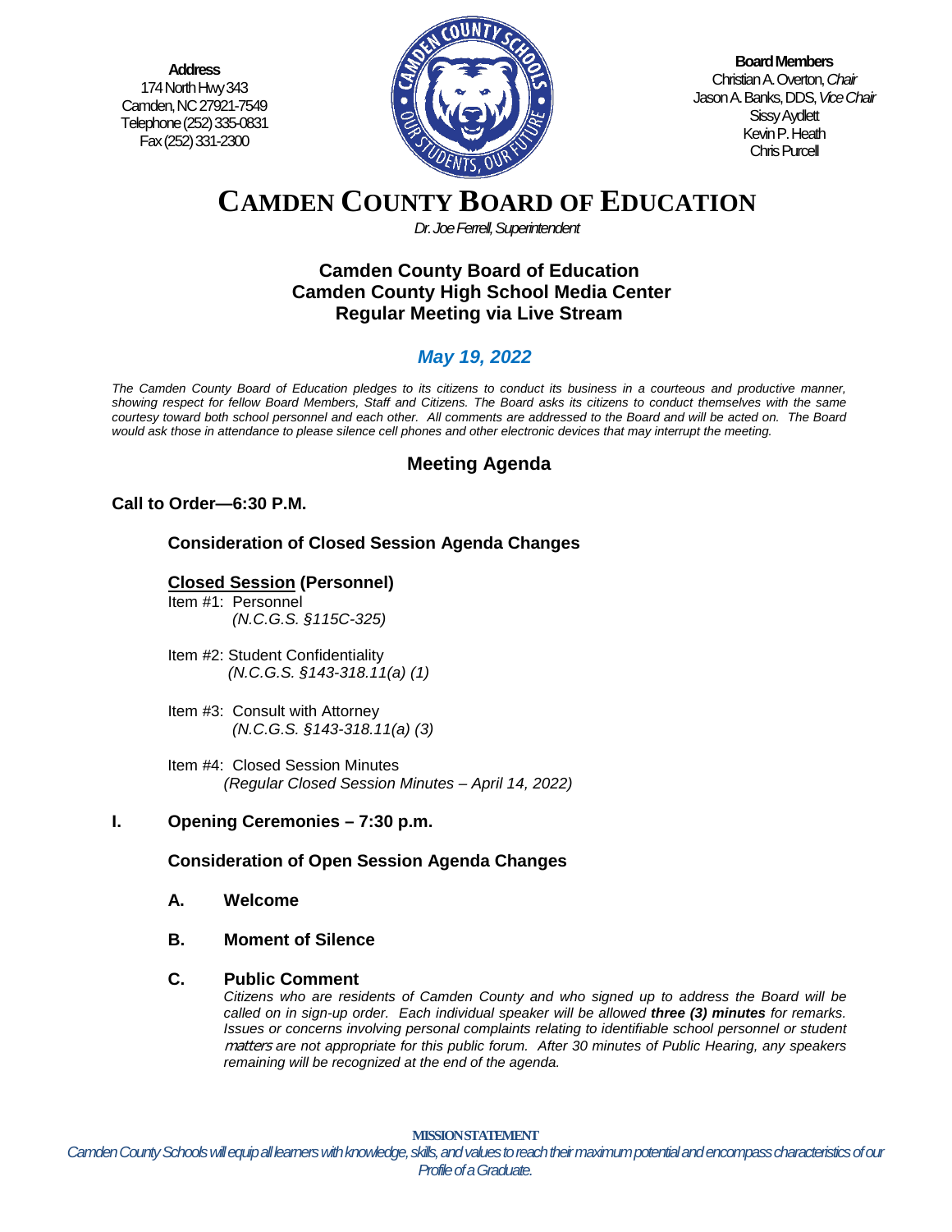**Address**
174 North Hwy 343
Camden, NC 27921-7549
Telephone (252) 335-0831
Fax (252) 331-2300

**Board Members**
Christian A. Overton, *Chair*
Jason A. Banks, DDS, *Vice Chair*
Sissy Aydlett
Kevin P. Heath
Chris Purcell

# CAMDEN COUNTY BOARD OF EDUCATION

*Dr. Joe Ferrell, Superintendent*

## Camden County Board of Education
## Camden County High School Media Center
## Regular Meeting via Live Stream

### *May 19, 2022*

*The Camden County Board of Education pledges to its citizens to conduct its business in a courteous and productive manner, showing respect for fellow Board Members, Staff and Citizens. The Board asks its citizens to conduct themselves with the same courtesy toward both school personnel and each other. All comments are addressed to the Board and will be acted on. The Board would ask those in attendance to please silence cell phones and other electronic devices that may interrupt the meeting.*

## Meeting Agenda

**Call to Order—6:30 P.M.**

**Consideration of Closed Session Agenda Changes**

**Closed Session (Personnel)**

Item #1: Personnel
*(N.C.G.S. §115C-325)*

Item #2: Student Confidentiality
*(N.C.G.S. §143-318.11(a) (1)*

Item #3: Consult with Attorney
*(N.C.G.S. §143-318.11(a) (3)*

Item #4: Closed Session Minutes
*(Regular Closed Session Minutes – April 14, 2022)*

**I. Opening Ceremonies – 7:30 p.m.**

**Consideration of Open Session Agenda Changes**

**A. Welcome**

**B. Moment of Silence**

**C. Public Comment**

*Citizens who are residents of Camden County and who signed up to address the Board will be called on in sign-up order. Each individual speaker will be allowed* ***three (3) minutes*** *for remarks. Issues or concerns involving personal complaints relating to identifiable school personnel or student matters are not appropriate for this public forum. After 30 minutes of Public Hearing, any speakers remaining will be recognized at the end of the agenda.*

**MISSION STATEMENT**

*Camden County Schools will equip all learners with knowledge, skills, and values to reach their maximum potential and encompass characteristics of our Profile of a Graduate.*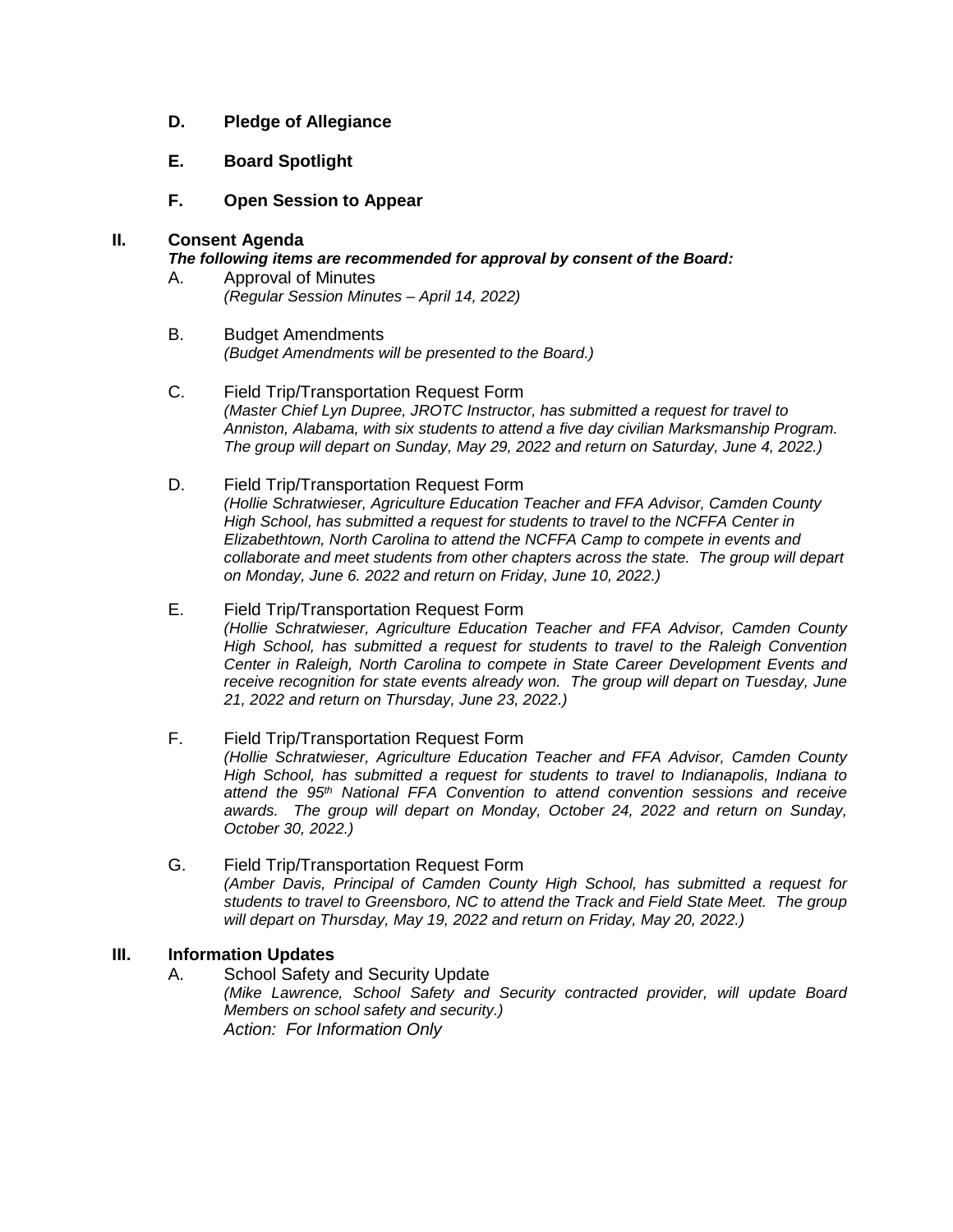**D. Pledge of Allegiance**

**E. Board Spotlight**

**F. Open Session to Appear**

## II. Consent Agenda

***The following items are recommended for approval by consent of the Board:***

A. Approval of Minutes
*(Regular Session Minutes – April 14, 2022)*

B. Budget Amendments
*(Budget Amendments will be presented to the Board.)*

C. Field Trip/Transportation Request Form
*(Master Chief Lyn Dupree, JROTC Instructor, has submitted a request for travel to Anniston, Alabama, with six students to attend a five day civilian Marksmanship Program. The group will depart on Sunday, May 29, 2022 and return on Saturday, June 4, 2022.)*

D. Field Trip/Transportation Request Form
*(Hollie Schratwieser, Agriculture Education Teacher and FFA Advisor, Camden County High School, has submitted a request for students to travel to the NCFFA Center in Elizabethtown, North Carolina to attend the NCFFA Camp to compete in events and collaborate and meet students from other chapters across the state. The group will depart on Monday, June 6. 2022 and return on Friday, June 10, 2022.)*

E. Field Trip/Transportation Request Form
*(Hollie Schratwieser, Agriculture Education Teacher and FFA Advisor, Camden County High School, has submitted a request for students to travel to the Raleigh Convention Center in Raleigh, North Carolina to compete in State Career Development Events and receive recognition for state events already won. The group will depart on Tuesday, June 21, 2022 and return on Thursday, June 23, 2022.)*

F. Field Trip/Transportation Request Form
*(Hollie Schratwieser, Agriculture Education Teacher and FFA Advisor, Camden County High School, has submitted a request for students to travel to Indianapolis, Indiana to attend the 95th National FFA Convention to attend convention sessions and receive awards. The group will depart on Monday, October 24, 2022 and return on Sunday, October 30, 2022.)*

G. Field Trip/Transportation Request Form
*(Amber Davis, Principal of Camden County High School, has submitted a request for students to travel to Greensboro, NC to attend the Track and Field State Meet. The group will depart on Thursday, May 19, 2022 and return on Friday, May 20, 2022.)*

## III. Information Updates

A. School Safety and Security Update
*(Mike Lawrence, School Safety and Security contracted provider, will update Board Members on school safety and security.)*
*Action: For Information Only*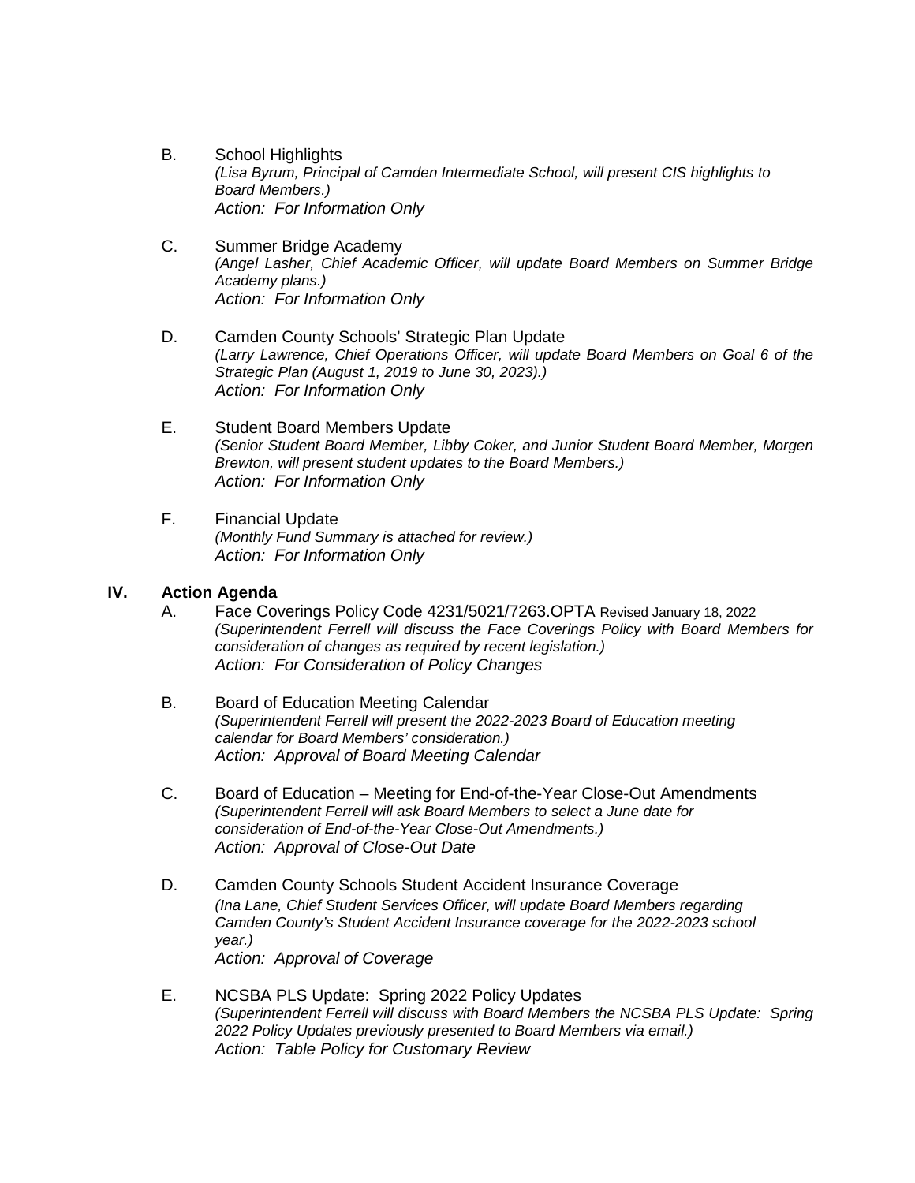B. School Highlights
*(Lisa Byrum, Principal of Camden Intermediate School, will present CIS highlights to Board Members.)*
*Action: For Information Only*

C. Summer Bridge Academy
*(Angel Lasher, Chief Academic Officer, will update Board Members on Summer Bridge Academy plans.)*
*Action: For Information Only*

D. Camden County Schools' Strategic Plan Update
*(Larry Lawrence, Chief Operations Officer, will update Board Members on Goal 6 of the Strategic Plan (August 1, 2019 to June 30, 2023).)*
*Action: For Information Only*

E. Student Board Members Update
*(Senior Student Board Member, Libby Coker, and Junior Student Board Member, Morgen Brewton, will present student updates to the Board Members.)*
*Action: For Information Only*

F. Financial Update
*(Monthly Fund Summary is attached for review.)*
*Action: For Information Only*

## IV. Action Agenda

A. Face Coverings Policy Code 4231/5021/7263.OPTA Revised January 18, 2022
*(Superintendent Ferrell will discuss the Face Coverings Policy with Board Members for consideration of changes as required by recent legislation.)*
*Action: For Consideration of Policy Changes*

B. Board of Education Meeting Calendar
*(Superintendent Ferrell will present the 2022-2023 Board of Education meeting calendar for Board Members' consideration.)*
*Action: Approval of Board Meeting Calendar*

C. Board of Education – Meeting for End-of-the-Year Close-Out Amendments
*(Superintendent Ferrell will ask Board Members to select a June date for consideration of End-of-the-Year Close-Out Amendments.)*
*Action: Approval of Close-Out Date*

D. Camden County Schools Student Accident Insurance Coverage
*(Ina Lane, Chief Student Services Officer, will update Board Members regarding Camden County's Student Accident Insurance coverage for the 2022-2023 school year.)*
*Action: Approval of Coverage*

E. NCSBA PLS Update: Spring 2022 Policy Updates
*(Superintendent Ferrell will discuss with Board Members the NCSBA PLS Update: Spring 2022 Policy Updates previously presented to Board Members via email.)*
*Action: Table Policy for Customary Review*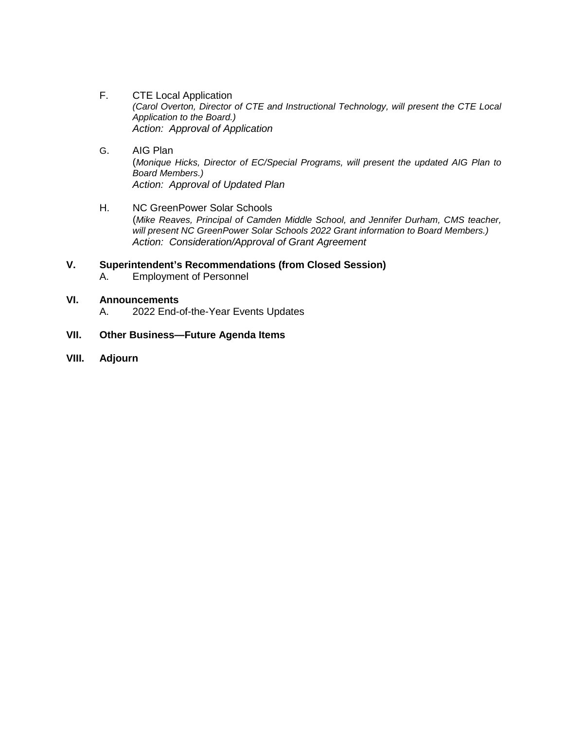F. CTE Local Application
*(Carol Overton, Director of CTE and Instructional Technology, will present the CTE Local Application to the Board.)*
*Action: Approval of Application*

G. AIG Plan
(*Monique Hicks, Director of EC/Special Programs, will present the updated AIG Plan to Board Members.)*
*Action: Approval of Updated Plan*

H. NC GreenPower Solar Schools
(*Mike Reaves, Principal of Camden Middle School, and Jennifer Durham, CMS teacher, will present NC GreenPower Solar Schools 2022 Grant information to Board Members.)*
*Action: Consideration/Approval of Grant Agreement*

**V. Superintendent's Recommendations (from Closed Session)**

A. Employment of Personnel

**VI. Announcements**

A. 2022 End-of-the-Year Events Updates

**VII. Other Business—Future Agenda Items**

**VIII. Adjourn**